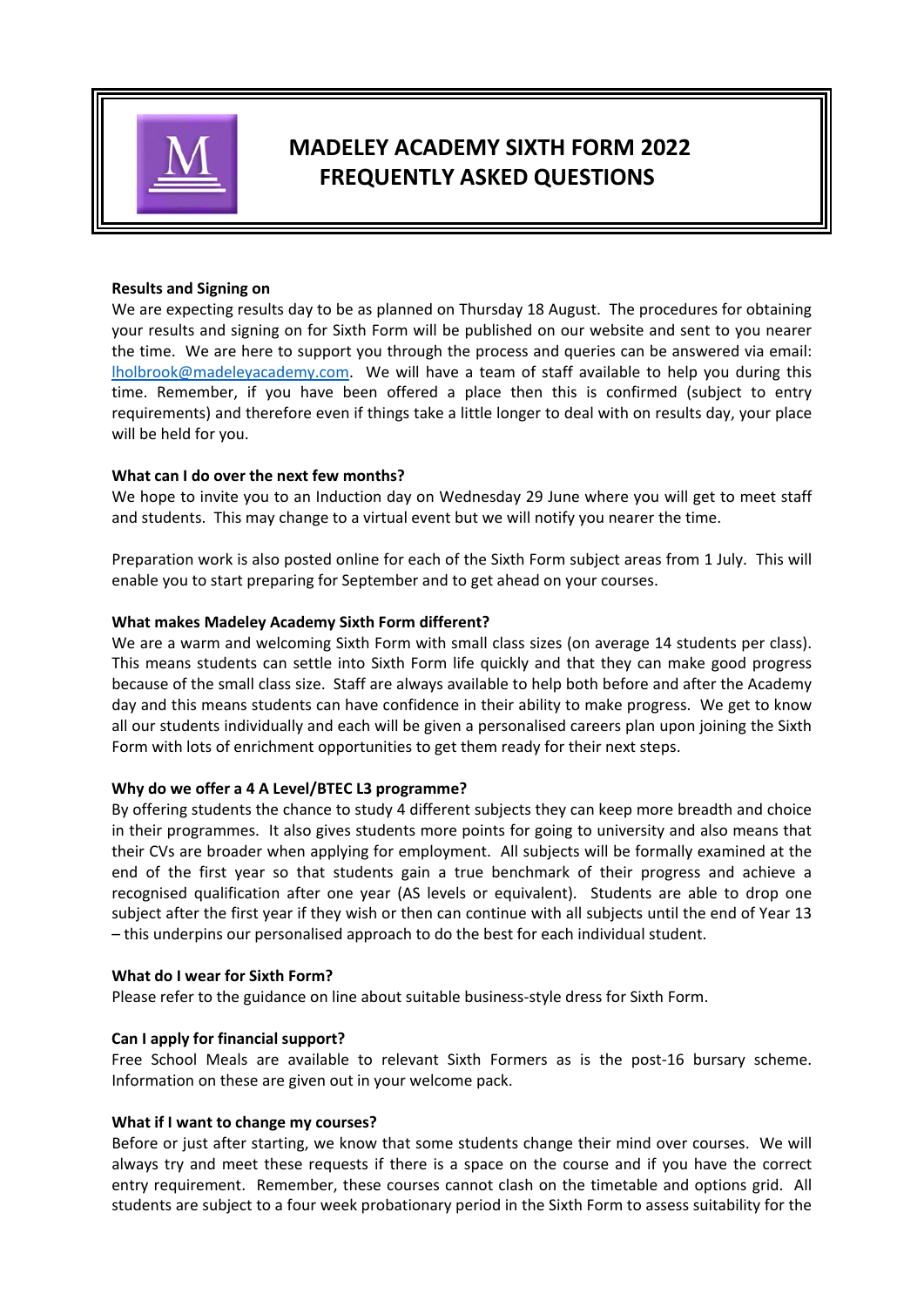# MADELEY ACADEMY SIXTH FORM 2022
# FREQUENTLY ASKED QUESTIONS

**Results and Signing on**

We are expecting results day to be as planned on Thursday 18 August. The procedures for obtaining your results and signing on for Sixth Form will be published on our website and sent to you nearer the time. We are here to support you through the process and queries can be answered via email: lholbrook@madeleyacademy.com. We will have a team of staff available to help you during this time. Remember, if you have been offered a place then this is confirmed (subject to entry requirements) and therefore even if things take a little longer to deal with on results day, your place will be held for you.

**What can I do over the next few months?**

We hope to invite you to an Induction day on Wednesday 29 June where you will get to meet staff and students. This may change to a virtual event but we will notify you nearer the time.

Preparation work is also posted online for each of the Sixth Form subject areas from 1 July. This will enable you to start preparing for September and to get ahead on your courses.

**What makes Madeley Academy Sixth Form different?**

We are a warm and welcoming Sixth Form with small class sizes (on average 14 students per class). This means students can settle into Sixth Form life quickly and that they can make good progress because of the small class size. Staff are always available to help both before and after the Academy day and this means students can have confidence in their ability to make progress. We get to know all our students individually and each will be given a personalised careers plan upon joining the Sixth Form with lots of enrichment opportunities to get them ready for their next steps.

**Why do we offer a 4 A Level/BTEC L3 programme?**

By offering students the chance to study 4 different subjects they can keep more breadth and choice in their programmes. It also gives students more points for going to university and also means that their CVs are broader when applying for employment. All subjects will be formally examined at the end of the first year so that students gain a true benchmark of their progress and achieve a recognised qualification after one year (AS levels or equivalent). Students are able to drop one subject after the first year if they wish or then can continue with all subjects until the end of Year 13 – this underpins our personalised approach to do the best for each individual student.

**What do I wear for Sixth Form?**

Please refer to the guidance on line about suitable business-style dress for Sixth Form.

**Can I apply for financial support?**

Free School Meals are available to relevant Sixth Formers as is the post-16 bursary scheme. Information on these are given out in your welcome pack.

**What if I want to change my courses?**

Before or just after starting, we know that some students change their mind over courses. We will always try and meet these requests if there is a space on the course and if you have the correct entry requirement. Remember, these courses cannot clash on the timetable and options grid. All students are subject to a four week probationary period in the Sixth Form to assess suitability for the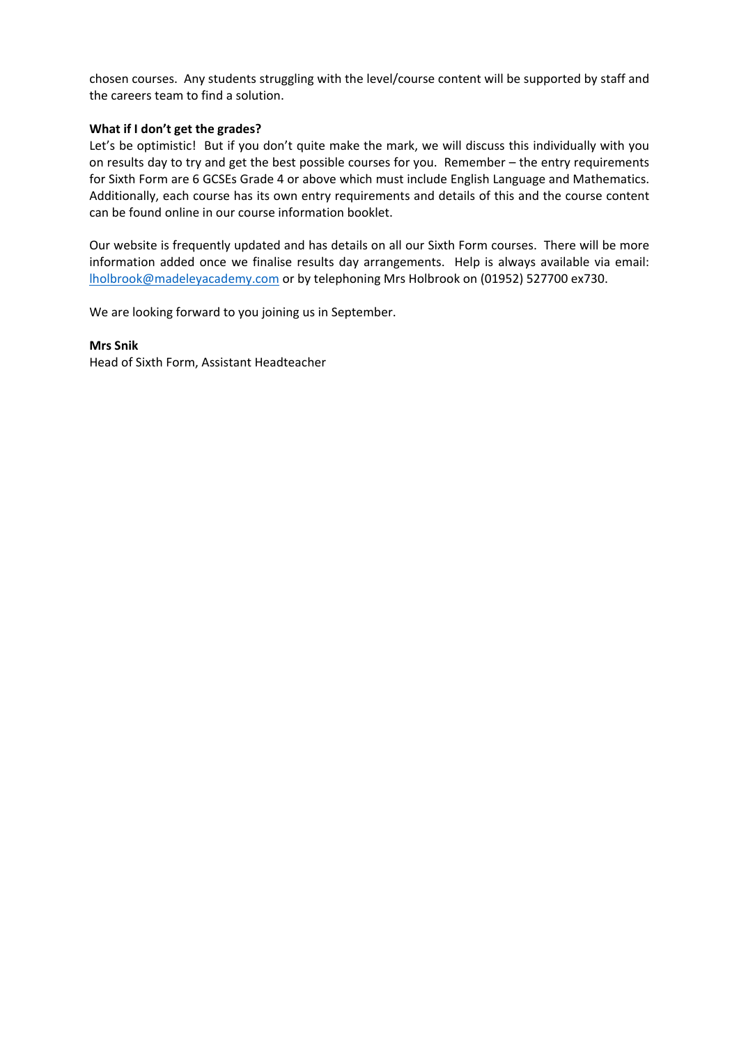chosen courses. Any students struggling with the level/course content will be supported by staff and the careers team to find a solution.

**What if I don't get the grades?**

Let's be optimistic! But if you don't quite make the mark, we will discuss this individually with you on results day to try and get the best possible courses for you. Remember – the entry requirements for Sixth Form are 6 GCSEs Grade 4 or above which must include English Language and Mathematics. Additionally, each course has its own entry requirements and details of this and the course content can be found online in our course information booklet.

Our website is frequently updated and has details on all our Sixth Form courses. There will be more information added once we finalise results day arrangements. Help is always available via email: lholbrook@madeleyacademy.com or by telephoning Mrs Holbrook on (01952) 527700 ex730.

We are looking forward to you joining us in September.

**Mrs Snik**
Head of Sixth Form, Assistant Headteacher